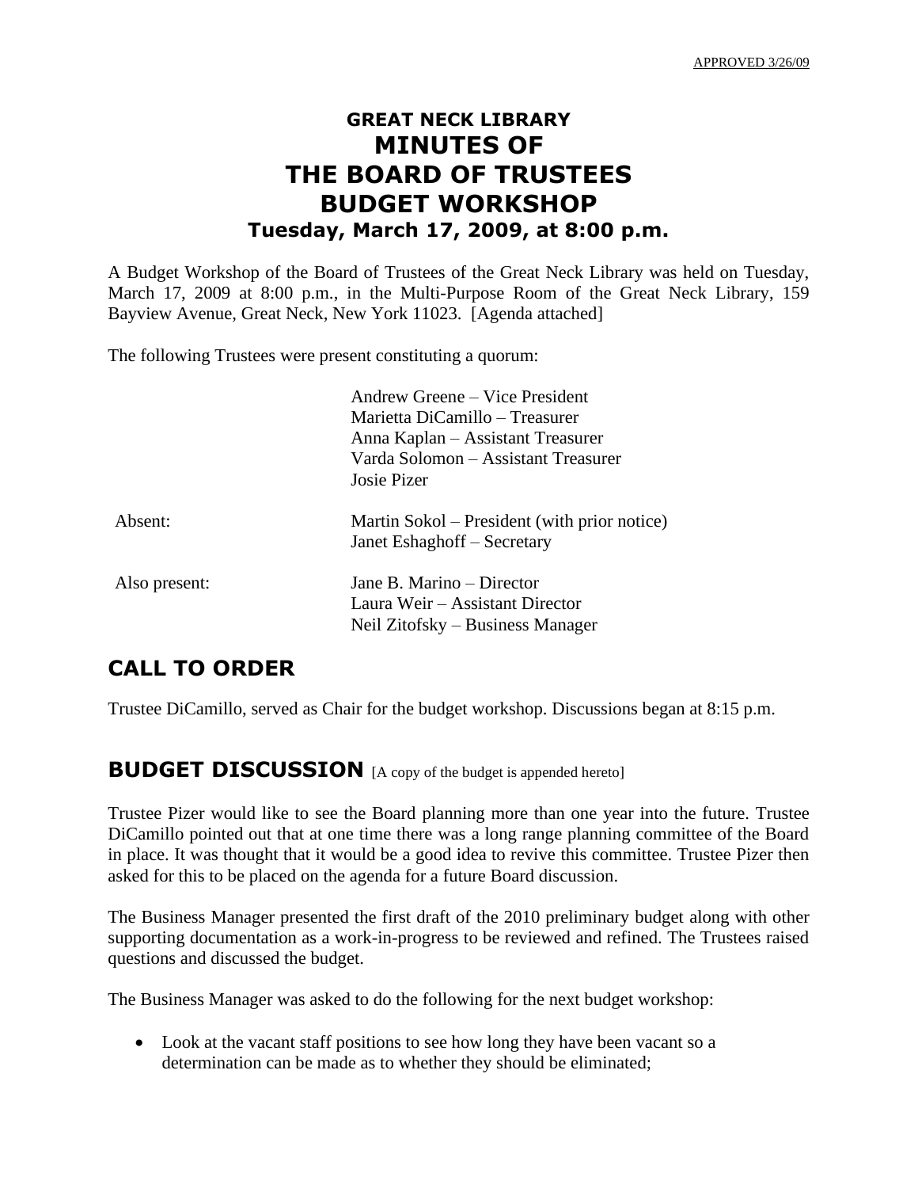APPROVED 3/26/09

# GREAT NECK LIBRARY
# MINUTES OF
# THE BOARD OF TRUSTEES
# BUDGET WORKSHOP
### Tuesday, March 17, 2009, at 8:00 p.m.

A Budget Workshop of the Board of Trustees of the Great Neck Library was held on Tuesday, March 17, 2009 at 8:00 p.m., in the Multi-Purpose Room of the Great Neck Library, 159 Bayview Avenue, Great Neck, New York 11023. [Agenda attached]

The following Trustees were present constituting a quorum:

| | |
|---|---|
| | Andrew Greene – Vice President |
| | Marietta DiCamillo – Treasurer |
| | Anna Kaplan – Assistant Treasurer |
| | Varda Solomon – Assistant Treasurer |
| | Josie Pizer |
| Absent: | Martin Sokol – President (with prior notice) |
| | Janet Eshaghoff – Secretary |
| Also present: | Jane B. Marino – Director |
| | Laura Weir – Assistant Director |
| | Neil Zitofsky – Business Manager |

## CALL TO ORDER

Trustee DiCamillo, served as Chair for the budget workshop. Discussions began at 8:15 p.m.

## BUDGET DISCUSSION [A copy of the budget is appended hereto]

Trustee Pizer would like to see the Board planning more than one year into the future. Trustee DiCamillo pointed out that at one time there was a long range planning committee of the Board in place. It was thought that it would be a good idea to revive this committee. Trustee Pizer then asked for this to be placed on the agenda for a future Board discussion.

The Business Manager presented the first draft of the 2010 preliminary budget along with other supporting documentation as a work-in-progress to be reviewed and refined. The Trustees raised questions and discussed the budget.

The Business Manager was asked to do the following for the next budget workshop:

- Look at the vacant staff positions to see how long they have been vacant so a determination can be made as to whether they should be eliminated;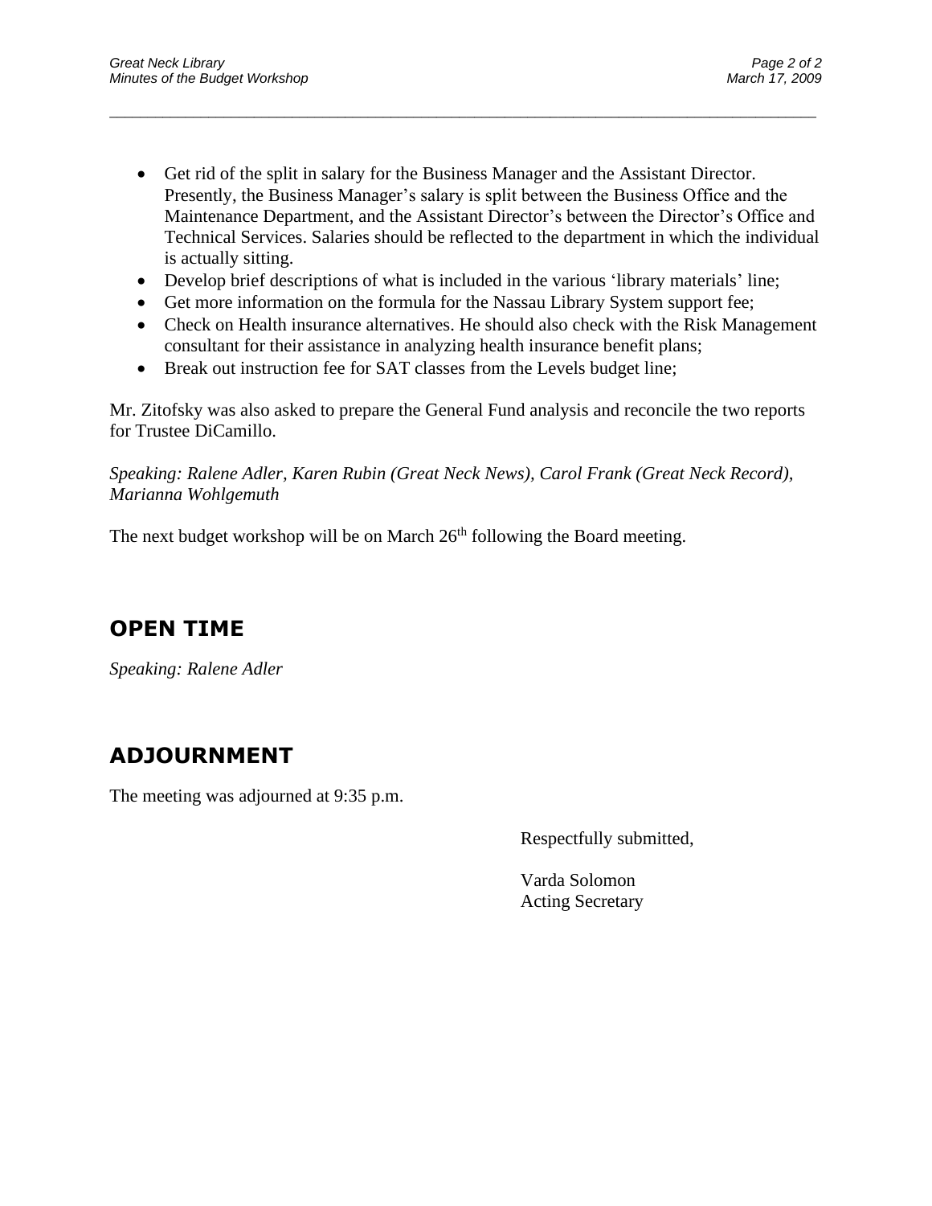- Get rid of the split in salary for the Business Manager and the Assistant Director. Presently, the Business Manager's salary is split between the Business Office and the Maintenance Department, and the Assistant Director's between the Director's Office and Technical Services. Salaries should be reflected to the department in which the individual is actually sitting.
- Develop brief descriptions of what is included in the various 'library materials' line;
- Get more information on the formula for the Nassau Library System support fee;
- Check on Health insurance alternatives. He should also check with the Risk Management consultant for their assistance in analyzing health insurance benefit plans;
- Break out instruction fee for SAT classes from the Levels budget line;

Mr. Zitofsky was also asked to prepare the General Fund analysis and reconcile the two reports for Trustee DiCamillo.

*Speaking: Ralene Adler, Karen Rubin (Great Neck News), Carol Frank (Great Neck Record), Marianna Wohlgemuth*

The next budget workshop will be on March 26th following the Board meeting.

## OPEN TIME

*Speaking: Ralene Adler*

## ADJOURNMENT

The meeting was adjourned at 9:35 p.m.

Respectfully submitted,

Varda Solomon
Acting Secretary